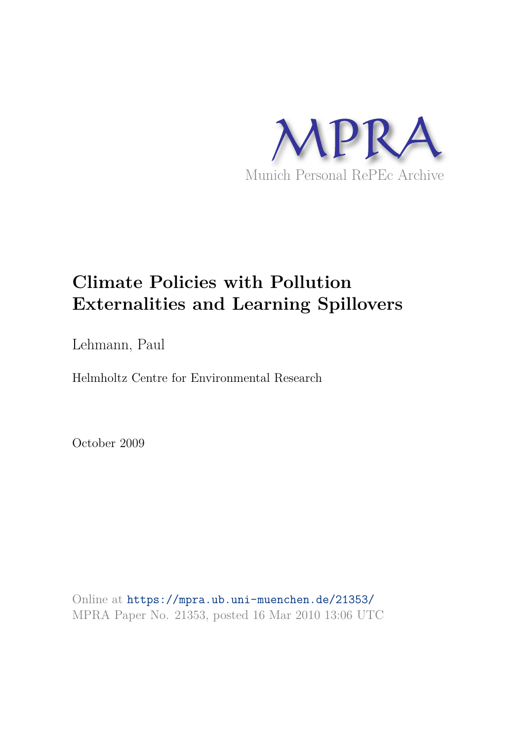MPRA

Munich Personal RePEc Archive

# Climate Policies with Pollution Externalities and Learning Spillovers

Lehmann, Paul

Helmholtz Centre for Environmental Research

October 2009

Online at https://mpra.ub.uni-muenchen.de/21353/
MPRA Paper No. 21353, posted 16 Mar 2010 13:06 UTC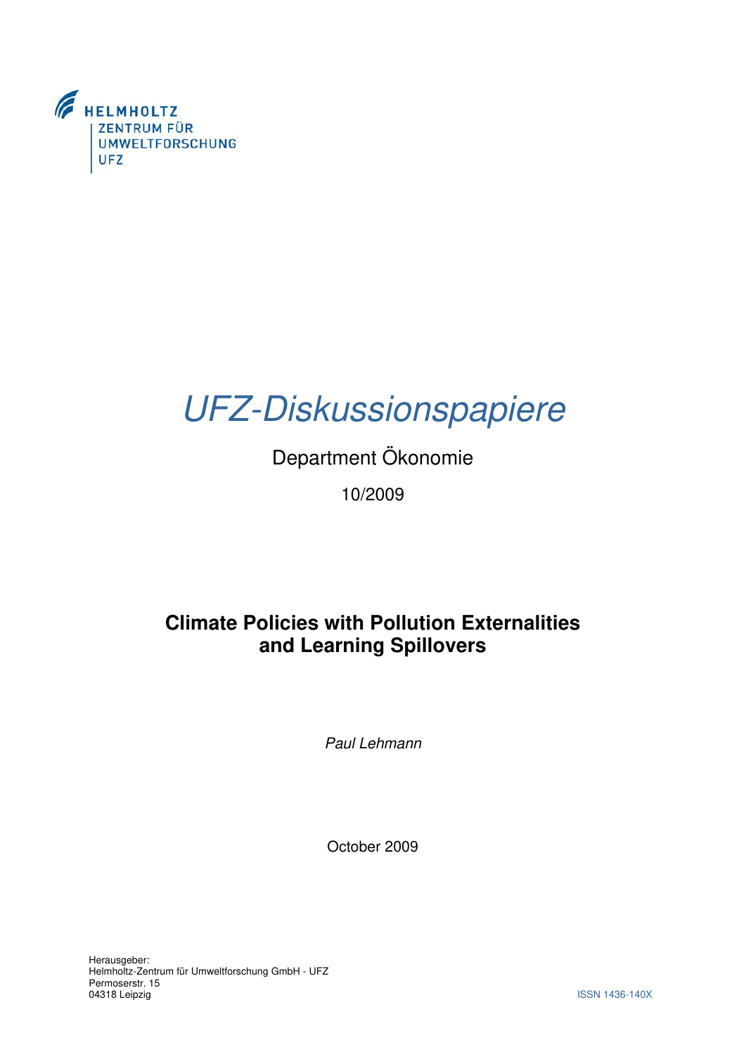HELMHOLTZ
ZENTRUM FÜR
UMWELTFORSCHUNG
UFZ

# *UFZ-Diskussionspapiere*

Department Ökonomie

10/2009

## Climate Policies with Pollution Externalities and Learning Spillovers

*Paul Lehmann*

October 2009

Herausgeber:
Helmholtz-Zentrum für Umweltforschung GmbH - UFZ
Permoserstr. 15
04318 Leipzig

ISSN 1436-140X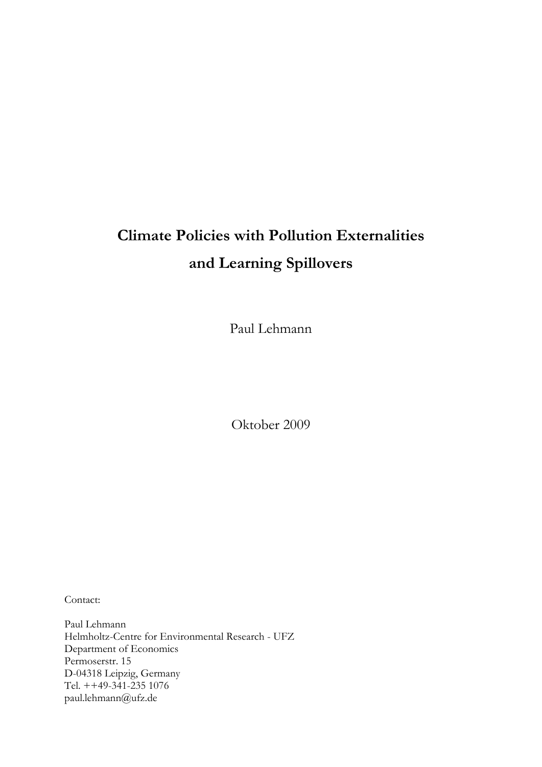# Climate Policies with Pollution Externalities and Learning Spillovers

Paul Lehmann

Oktober 2009

Contact:

Paul Lehmann
Helmholtz-Centre for Environmental Research - UFZ
Department of Economics
Permoserstr. 15
D-04318 Leipzig, Germany
Tel. ++49-341-235 1076
paul.lehmann@ufz.de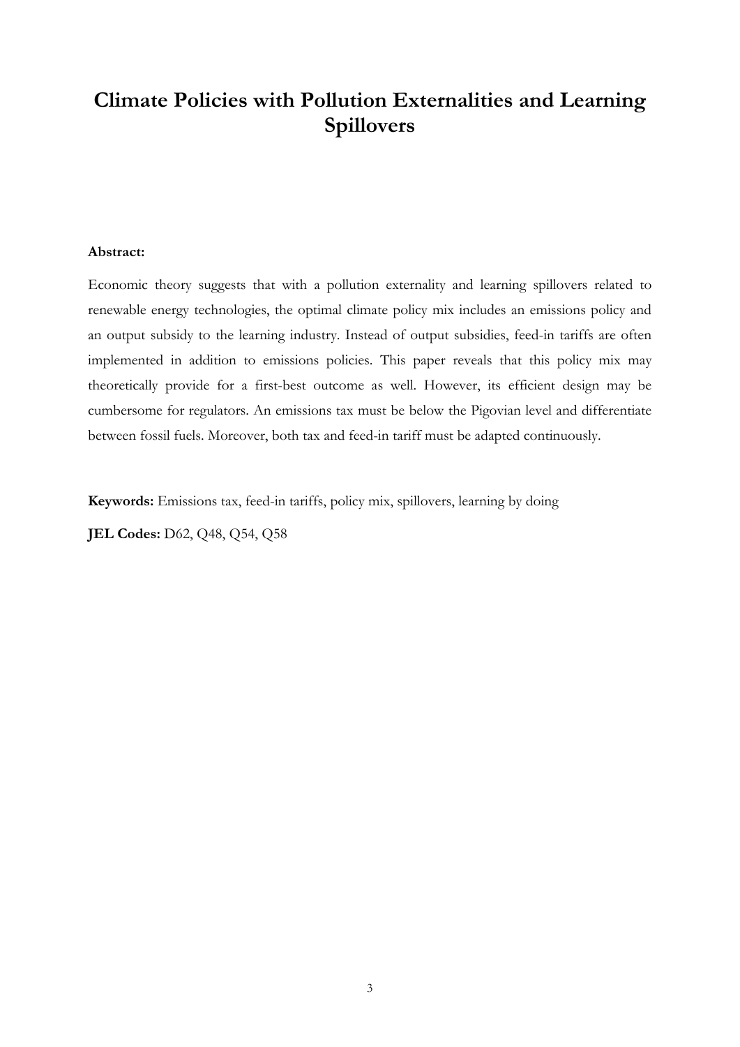# Climate Policies with Pollution Externalities and Learning Spillovers

**Abstract:**

Economic theory suggests that with a pollution externality and learning spillovers related to renewable energy technologies, the optimal climate policy mix includes an emissions policy and an output subsidy to the learning industry. Instead of output subsidies, feed-in tariffs are often implemented in addition to emissions policies. This paper reveals that this policy mix may theoretically provide for a first-best outcome as well. However, its efficient design may be cumbersome for regulators. An emissions tax must be below the Pigovian level and differentiate between fossil fuels. Moreover, both tax and feed-in tariff must be adapted continuously.

**Keywords:** Emissions tax, feed-in tariffs, policy mix, spillovers, learning by doing

**JEL Codes:** D62, Q48, Q54, Q58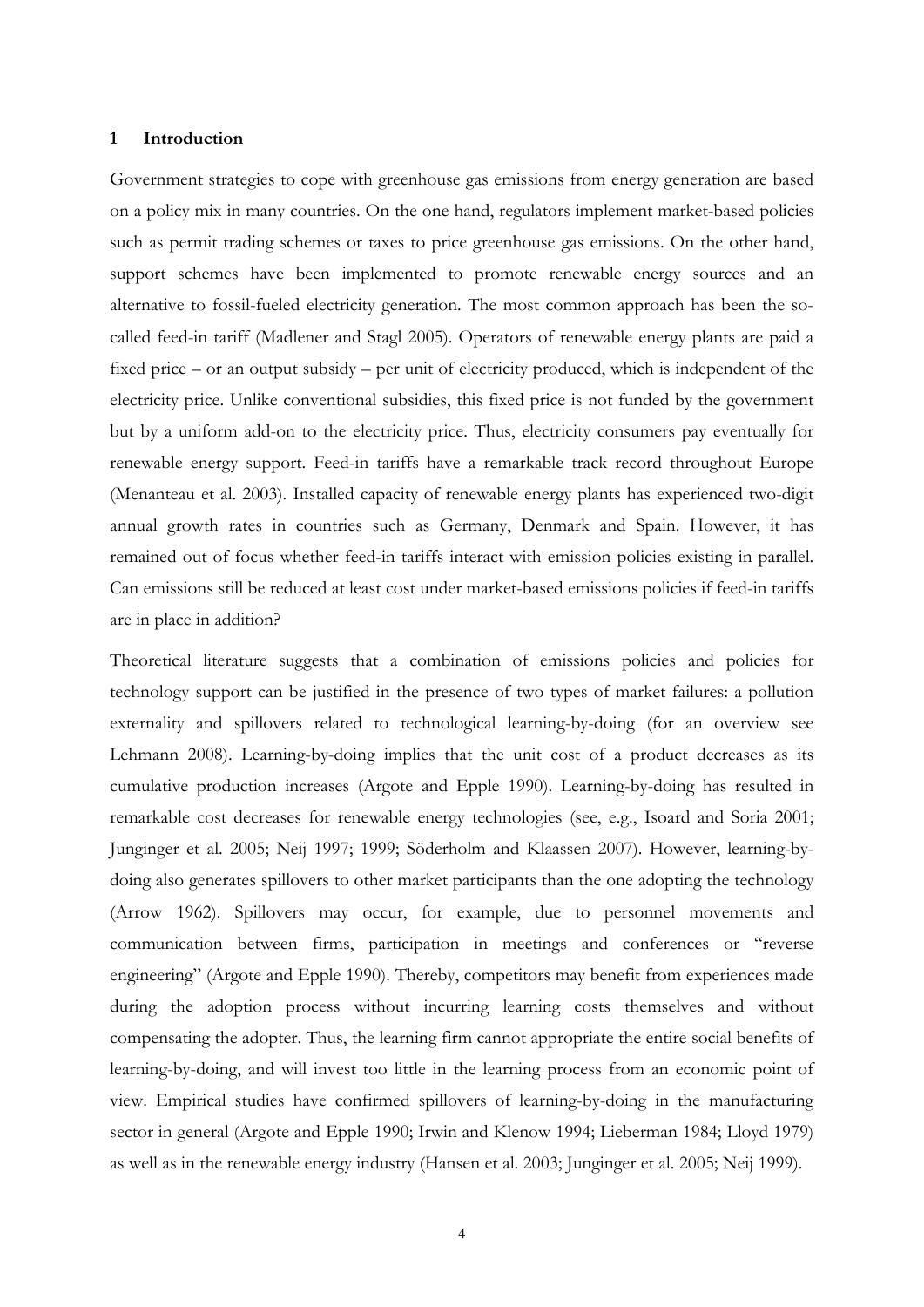## 1 Introduction

Government strategies to cope with greenhouse gas emissions from energy generation are based on a policy mix in many countries. On the one hand, regulators implement market-based policies such as permit trading schemes or taxes to price greenhouse gas emissions. On the other hand, support schemes have been implemented to promote renewable energy sources and an alternative to fossil-fueled electricity generation. The most common approach has been the so-called feed-in tariff (Madlener and Stagl 2005). Operators of renewable energy plants are paid a fixed price – or an output subsidy – per unit of electricity produced, which is independent of the electricity price. Unlike conventional subsidies, this fixed price is not funded by the government but by a uniform add-on to the electricity price. Thus, electricity consumers pay eventually for renewable energy support. Feed-in tariffs have a remarkable track record throughout Europe (Menanteau et al. 2003). Installed capacity of renewable energy plants has experienced two-digit annual growth rates in countries such as Germany, Denmark and Spain. However, it has remained out of focus whether feed-in tariffs interact with emission policies existing in parallel. Can emissions still be reduced at least cost under market-based emissions policies if feed-in tariffs are in place in addition?

Theoretical literature suggests that a combination of emissions policies and policies for technology support can be justified in the presence of two types of market failures: a pollution externality and spillovers related to technological learning-by-doing (for an overview see Lehmann 2008). Learning-by-doing implies that the unit cost of a product decreases as its cumulative production increases (Argote and Epple 1990). Learning-by-doing has resulted in remarkable cost decreases for renewable energy technologies (see, e.g., Isoard and Soria 2001; Junginger et al. 2005; Neij 1997; 1999; Söderholm and Klaassen 2007). However, learning-by-doing also generates spillovers to other market participants than the one adopting the technology (Arrow 1962). Spillovers may occur, for example, due to personnel movements and communication between firms, participation in meetings and conferences or "reverse engineering" (Argote and Epple 1990). Thereby, competitors may benefit from experiences made during the adoption process without incurring learning costs themselves and without compensating the adopter. Thus, the learning firm cannot appropriate the entire social benefits of learning-by-doing, and will invest too little in the learning process from an economic point of view. Empirical studies have confirmed spillovers of learning-by-doing in the manufacturing sector in general (Argote and Epple 1990; Irwin and Klenow 1994; Lieberman 1984; Lloyd 1979) as well as in the renewable energy industry (Hansen et al. 2003; Junginger et al. 2005; Neij 1999).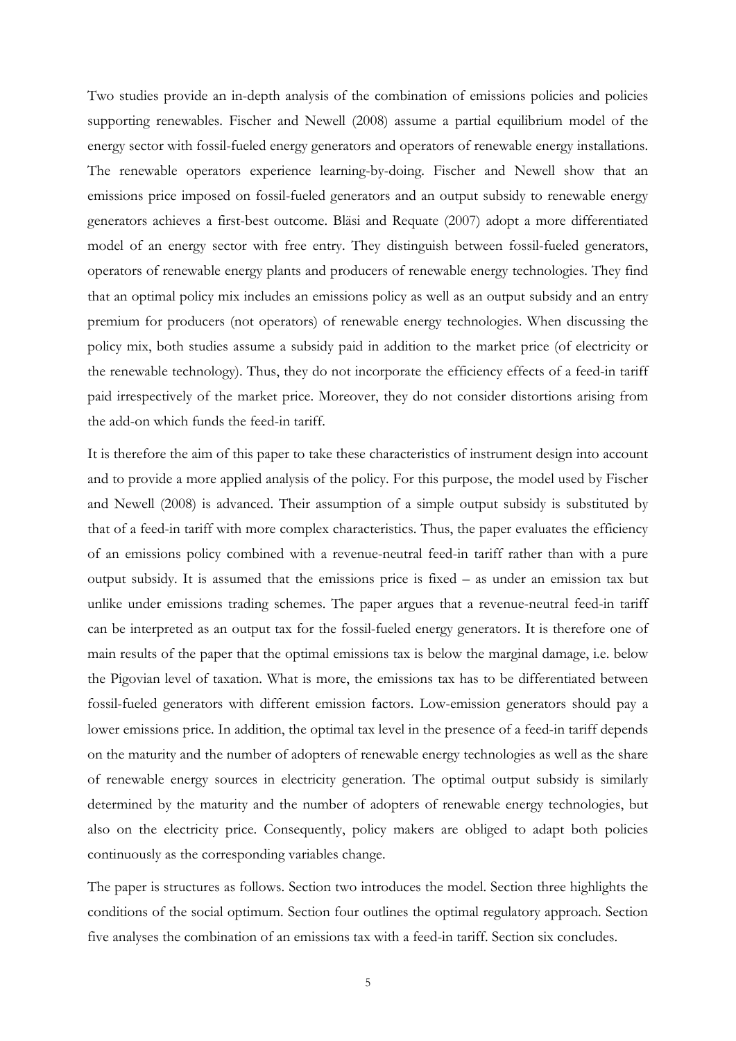Two studies provide an in-depth analysis of the combination of emissions policies and policies supporting renewables. Fischer and Newell (2008) assume a partial equilibrium model of the energy sector with fossil-fueled energy generators and operators of renewable energy installations. The renewable operators experience learning-by-doing. Fischer and Newell show that an emissions price imposed on fossil-fueled generators and an output subsidy to renewable energy generators achieves a first-best outcome. Bläsi and Requate (2007) adopt a more differentiated model of an energy sector with free entry. They distinguish between fossil-fueled generators, operators of renewable energy plants and producers of renewable energy technologies. They find that an optimal policy mix includes an emissions policy as well as an output subsidy and an entry premium for producers (not operators) of renewable energy technologies. When discussing the policy mix, both studies assume a subsidy paid in addition to the market price (of electricity or the renewable technology). Thus, they do not incorporate the efficiency effects of a feed-in tariff paid irrespectively of the market price. Moreover, they do not consider distortions arising from the add-on which funds the feed-in tariff.

It is therefore the aim of this paper to take these characteristics of instrument design into account and to provide a more applied analysis of the policy. For this purpose, the model used by Fischer and Newell (2008) is advanced. Their assumption of a simple output subsidy is substituted by that of a feed-in tariff with more complex characteristics. Thus, the paper evaluates the efficiency of an emissions policy combined with a revenue-neutral feed-in tariff rather than with a pure output subsidy. It is assumed that the emissions price is fixed – as under an emission tax but unlike under emissions trading schemes. The paper argues that a revenue-neutral feed-in tariff can be interpreted as an output tax for the fossil-fueled energy generators. It is therefore one of main results of the paper that the optimal emissions tax is below the marginal damage, i.e. below the Pigovian level of taxation. What is more, the emissions tax has to be differentiated between fossil-fueled generators with different emission factors. Low-emission generators should pay a lower emissions price. In addition, the optimal tax level in the presence of a feed-in tariff depends on the maturity and the number of adopters of renewable energy technologies as well as the share of renewable energy sources in electricity generation. The optimal output subsidy is similarly determined by the maturity and the number of adopters of renewable energy technologies, but also on the electricity price. Consequently, policy makers are obliged to adapt both policies continuously as the corresponding variables change.

The paper is structures as follows. Section two introduces the model. Section three highlights the conditions of the social optimum. Section four outlines the optimal regulatory approach. Section five analyses the combination of an emissions tax with a feed-in tariff. Section six concludes.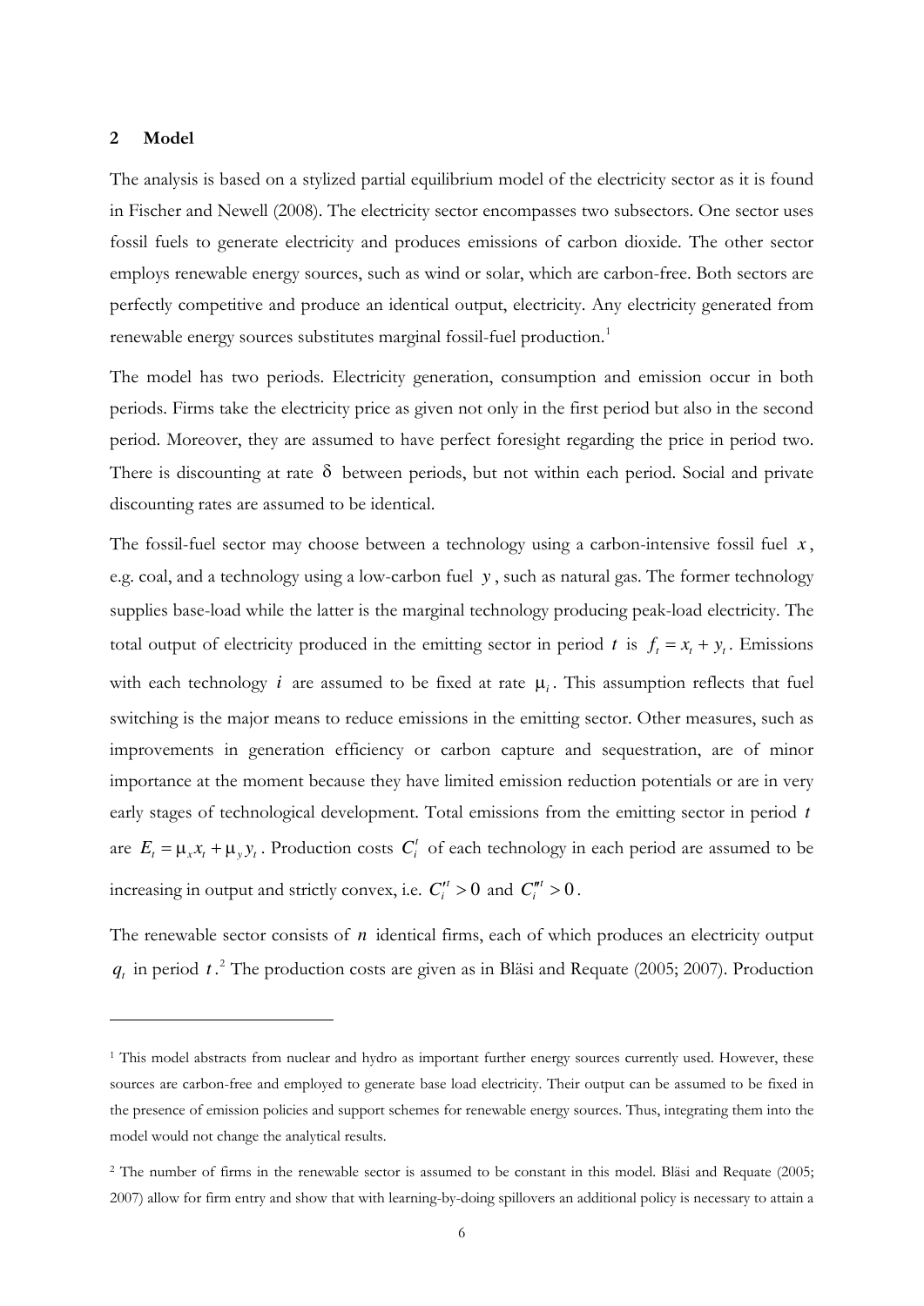## 2 Model

The analysis is based on a stylized partial equilibrium model of the electricity sector as it is found in Fischer and Newell (2008). The electricity sector encompasses two subsectors. One sector uses fossil fuels to generate electricity and produces emissions of carbon dioxide. The other sector employs renewable energy sources, such as wind or solar, which are carbon-free. Both sectors are perfectly competitive and produce an identical output, electricity. Any electricity generated from renewable energy sources substitutes marginal fossil-fuel production.[1]

The model has two periods. Electricity generation, consumption and emission occur in both periods. Firms take the electricity price as given not only in the first period but also in the second period. Moreover, they are assumed to have perfect foresight regarding the price in period two. There is discounting at rate $\delta$ between periods, but not within each period. Social and private discounting rates are assumed to be identical.

The fossil-fuel sector may choose between a technology using a carbon-intensive fossil fuel $x$, e.g. coal, and a technology using a low-carbon fuel $y$, such as natural gas. The former technology supplies base-load while the latter is the marginal technology producing peak-load electricity. The total output of electricity produced in the emitting sector in period $t$ is $f_t = x_t + y_t$. Emissions with each technology $i$ are assumed to be fixed at rate $\mu_i$. This assumption reflects that fuel switching is the major means to reduce emissions in the emitting sector. Other measures, such as improvements in generation efficiency or carbon capture and sequestration, are of minor importance at the moment because they have limited emission reduction potentials or are in very early stages of technological development. Total emissions from the emitting sector in period $t$ are $E_t = \mu_x x_t + \mu_y y_t$. Production costs $C_i^t$ of each technology in each period are assumed to be increasing in output and strictly convex, i.e. $C_i'^t > 0$ and $C_i''^t > 0$.

The renewable sector consists of $n$ identical firms, each of which produces an electricity output $q_t$ in period $t$.[2] The production costs are given as in Bläsi and Requate (2005; 2007). Production

[1] This model abstracts from nuclear and hydro as important further energy sources currently used. However, these sources are carbon-free and employed to generate base load electricity. Their output can be assumed to be fixed in the presence of emission policies and support schemes for renewable energy sources. Thus, integrating them into the model would not change the analytical results.

[2] The number of firms in the renewable sector is assumed to be constant in this model. Bläsi and Requate (2005; 2007) allow for firm entry and show that with learning-by-doing spillovers an additional policy is necessary to attain a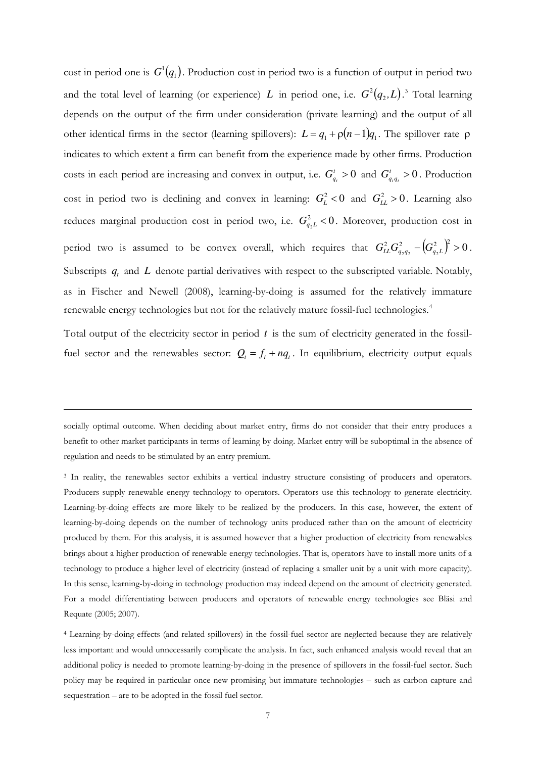cost in period one is $G^1(q_1)$. Production cost in period two is a function of output in period two and the total level of learning (or experience) $L$ in period one, i.e. $G^2(q_2, L)$.[3] Total learning depends on the output of the firm under consideration (private learning) and the output of all other identical firms in the sector (learning spillovers): $L = q_1 + \rho(n-1)q_1$. The spillover rate $\rho$ indicates to which extent a firm can benefit from the experience made by other firms. Production costs in each period are increasing and convex in output, i.e. $G^t_{q_t} > 0$ and $G^t_{q_t q_t} > 0$. Production cost in period two is declining and convex in learning: $G^2_L < 0$ and $G^2_{LL} > 0$. Learning also reduces marginal production cost in period two, i.e. $G^2_{q_2 L} < 0$. Moreover, production cost in period two is assumed to be convex overall, which requires that $G^2_{LL} G^2_{q_2 q_2} - \left(G^2_{q_2 L}\right)^2 > 0$. Subscripts $q_t$ and $L$ denote partial derivatives with respect to the subscripted variable. Notably, as in Fischer and Newell (2008), learning-by-doing is assumed for the relatively immature renewable energy technologies but not for the relatively mature fossil-fuel technologies.[4]

Total output of the electricity sector in period $t$ is the sum of electricity generated in the fossil-fuel sector and the renewables sector: $Q_t = f_t + nq_t$. In equilibrium, electricity output equals

---

socially optimal outcome. When deciding about market entry, firms do not consider that their entry produces a benefit to other market participants in terms of learning by doing. Market entry will be suboptimal in the absence of regulation and needs to be stimulated by an entry premium.

[3] In reality, the renewables sector exhibits a vertical industry structure consisting of producers and operators. Producers supply renewable energy technology to operators. Operators use this technology to generate electricity. Learning-by-doing effects are more likely to be realized by the producers. In this case, however, the extent of learning-by-doing depends on the number of technology units produced rather than on the amount of electricity produced by them. For this analysis, it is assumed however that a higher production of electricity from renewables brings about a higher production of renewable energy technologies. That is, operators have to install more units of a technology to produce a higher level of electricity (instead of replacing a smaller unit by a unit with more capacity). In this sense, learning-by-doing in technology production may indeed depend on the amount of electricity generated. For a model differentiating between producers and operators of renewable energy technologies see Bläsi and Requate (2005; 2007).

[4] Learning-by-doing effects (and related spillovers) in the fossil-fuel sector are neglected because they are relatively less important and would unnecessarily complicate the analysis. In fact, such enhanced analysis would reveal that an additional policy is needed to promote learning-by-doing in the presence of spillovers in the fossil-fuel sector. Such policy may be required in particular once new promising but immature technologies – such as carbon capture and sequestration – are to be adopted in the fossil fuel sector.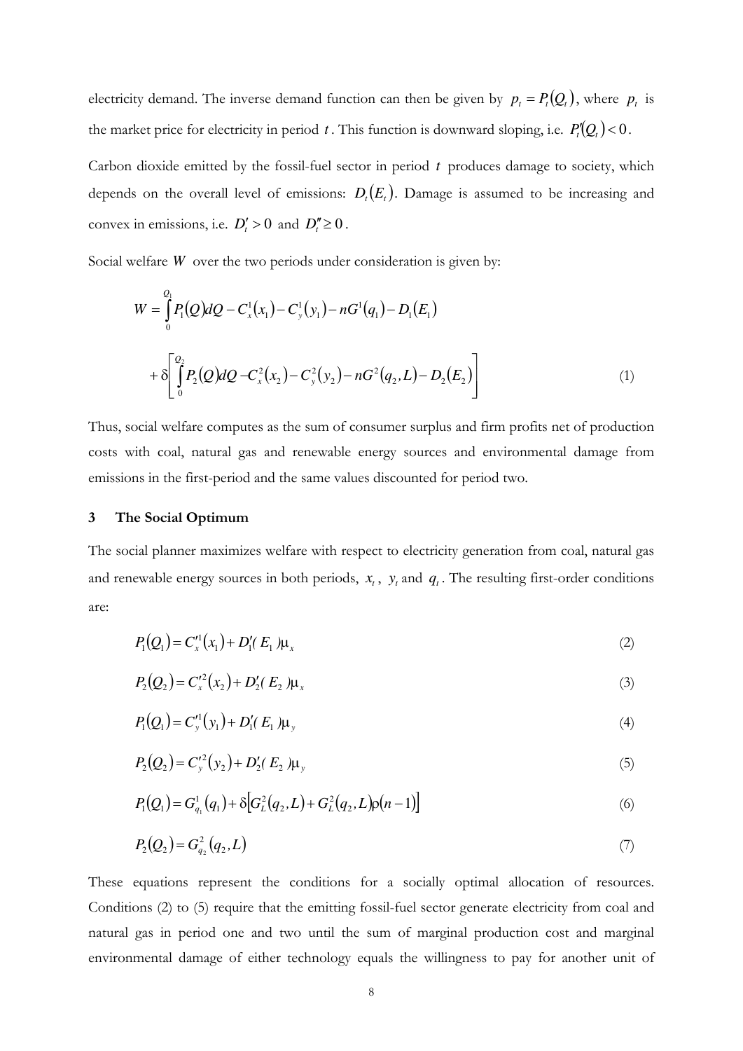electricity demand. The inverse demand function can then be given by $p_t = P_t(Q_t)$, where $p_t$ is the market price for electricity in period $t$. This function is downward sloping, i.e. $P_t'(Q_t) < 0$.

Carbon dioxide emitted by the fossil-fuel sector in period $t$ produces damage to society, which depends on the overall level of emissions: $D_t(E_t)$. Damage is assumed to be increasing and convex in emissions, i.e. $D_t' > 0$ and $D_t'' \geq 0$.

Social welfare $W$ over the two periods under consideration is given by:

$$W = \int_0^{Q_1} P_1(Q)dQ - C_x^1(x_1) - C_y^1(y_1) - nG^1(q_1) - D_1(E_1)$$

$$+ \delta\left[\int_0^{Q_2} P_2(Q)dQ - C_x^2(x_2) - C_y^2(y_2) - nG^2(q_2, L) - D_2(E_2)\right] \tag{1}$$

Thus, social welfare computes as the sum of consumer surplus and firm profits net of production costs with coal, natural gas and renewable energy sources and environmental damage from emissions in the first-period and the same values discounted for period two.

## 3 The Social Optimum

The social planner maximizes welfare with respect to electricity generation from coal, natural gas and renewable energy sources in both periods, $x_t$, $y_t$ and $q_t$. The resulting first-order conditions are:

$$P_1(Q_1) = C_x'^1(x_1) + D_1'(E_1)\mu_x \tag{2}$$

$$P_2(Q_2) = C_x'^2(x_2) + D_2'(E_2)\mu_x \tag{3}$$

$$P_1(Q_1) = C_y'^1(y_1) + D_1'(E_1)\mu_y \tag{4}$$

$$P_2(Q_2) = C_y'^2(y_2) + D_2'(E_2)\mu_y \tag{5}$$

$$P_1(Q_1) = G_{q_1}^1(q_1) + \delta\left[G_L^2(q_2, L) + G_L^2(q_2, L)\rho(n-1)\right] \tag{6}$$

$$P_2(Q_2) = G_{q_2}^2(q_2, L) \tag{7}$$

These equations represent the conditions for a socially optimal allocation of resources. Conditions (2) to (5) require that the emitting fossil-fuel sector generate electricity from coal and natural gas in period one and two until the sum of marginal production cost and marginal environmental damage of either technology equals the willingness to pay for another unit of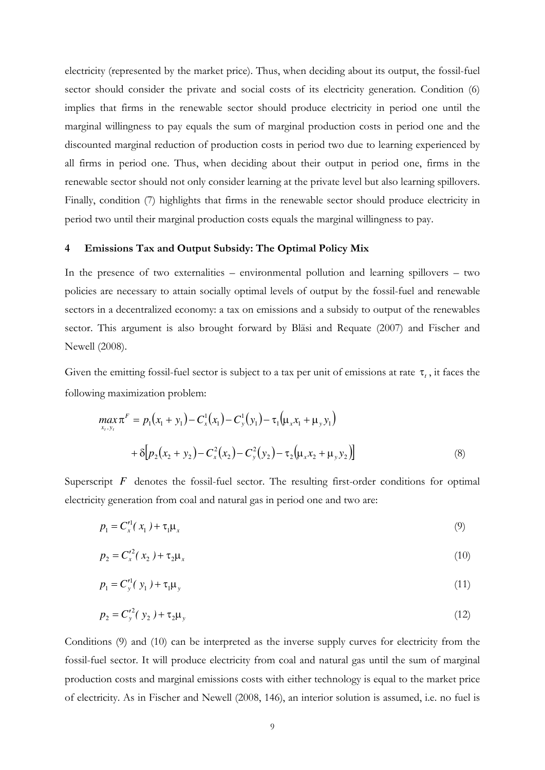electricity (represented by the market price). Thus, when deciding about its output, the fossil-fuel sector should consider the private and social costs of its electricity generation. Condition (6) implies that firms in the renewable sector should produce electricity in period one until the marginal willingness to pay equals the sum of marginal production costs in period one and the discounted marginal reduction of production costs in period two due to learning experienced by all firms in period one. Thus, when deciding about their output in period one, firms in the renewable sector should not only consider learning at the private level but also learning spillovers. Finally, condition (7) highlights that firms in the renewable sector should produce electricity in period two until their marginal production costs equals the marginal willingness to pay.

## 4 Emissions Tax and Output Subsidy: The Optimal Policy Mix

In the presence of two externalities – environmental pollution and learning spillovers – two policies are necessary to attain socially optimal levels of output by the fossil-fuel and renewable sectors in a decentralized economy: a tax on emissions and a subsidy to output of the renewables sector. This argument is also brought forward by Bläsi and Requate (2007) and Fischer and Newell (2008).

Given the emitting fossil-fuel sector is subject to a tax per unit of emissions at rate $\tau_t$, it faces the following maximization problem:

$$\max_{x_t, y_t} \pi^F = p_1(x_1 + y_1) - C_x^1(x_1) - C_y^1(y_1) - \tau_1(\mu_x x_1 + \mu_y y_1)$$
$$+ \delta\left[p_2(x_2 + y_2) - C_x^2(x_2) - C_y^2(y_2) - \tau_2(\mu_x x_2 + \mu_y y_2)\right] \tag{8}$$

Superscript $F$ denotes the fossil-fuel sector. The resulting first-order conditions for optimal electricity generation from coal and natural gas in period one and two are:

$$p_1 = C_x'^1(x_1) + \tau_1 \mu_x \tag{9}$$

$$p_2 = C_x'^2(x_2) + \tau_2 \mu_x \tag{10}$$

$$p_1 = C_y'^1(y_1) + \tau_1 \mu_y \tag{11}$$

$$p_2 = C_y'^2(y_2) + \tau_2 \mu_y \tag{12}$$

Conditions (9) and (10) can be interpreted as the inverse supply curves for electricity from the fossil-fuel sector. It will produce electricity from coal and natural gas until the sum of marginal production costs and marginal emissions costs with either technology is equal to the market price of electricity. As in Fischer and Newell (2008, 146), an interior solution is assumed, i.e. no fuel is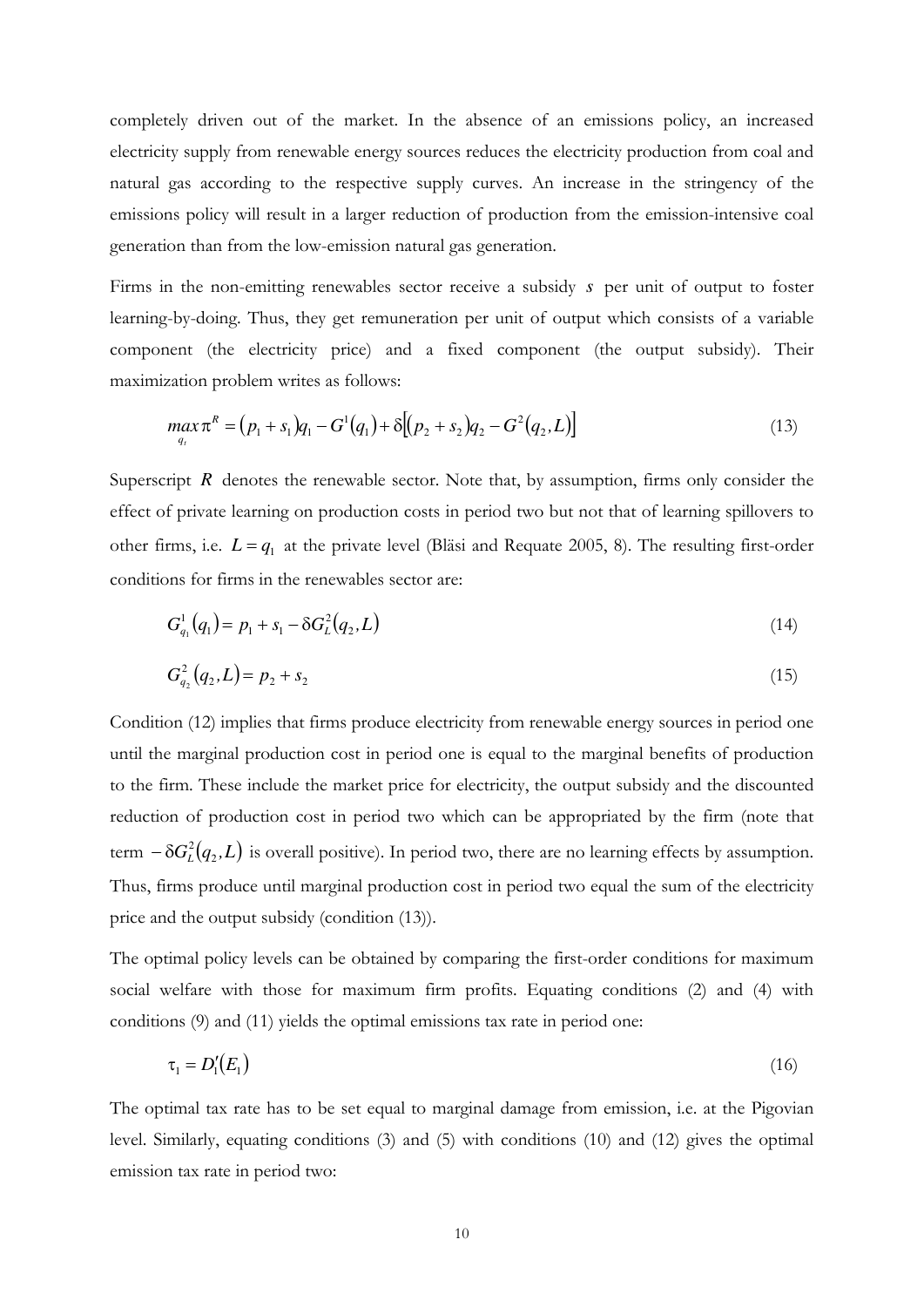completely driven out of the market. In the absence of an emissions policy, an increased electricity supply from renewable energy sources reduces the electricity production from coal and natural gas according to the respective supply curves. An increase in the stringency of the emissions policy will result in a larger reduction of production from the emission-intensive coal generation than from the low-emission natural gas generation.

Firms in the non-emitting renewables sector receive a subsidy $s$ per unit of output to foster learning-by-doing. Thus, they get remuneration per unit of output which consists of a variable component (the electricity price) and a fixed component (the output subsidy). Their maximization problem writes as follows:

$$\max_{q_t} \pi^R = (p_1 + s_1)q_1 - G^1(q_1) + \delta\left[(p_2 + s_2)q_2 - G^2(q_2, L)\right] \tag{13}$$

Superscript $R$ denotes the renewable sector. Note that, by assumption, firms only consider the effect of private learning on production costs in period two but not that of learning spillovers to other firms, i.e. $L = q_1$ at the private level (Bläsi and Requate 2005, 8). The resulting first-order conditions for firms in the renewables sector are:

$$G^1_{q_1}(q_1) = p_1 + s_1 - \delta G^2_L(q_2, L) \tag{14}$$

$$G^2_{q_2}(q_2, L) = p_2 + s_2 \tag{15}$$

Condition (12) implies that firms produce electricity from renewable energy sources in period one until the marginal production cost in period one is equal to the marginal benefits of production to the firm. These include the market price for electricity, the output subsidy and the discounted reduction of production cost in period two which can be appropriated by the firm (note that term $-\delta G^2_L(q_2, L)$ is overall positive). In period two, there are no learning effects by assumption. Thus, firms produce until marginal production cost in period two equal the sum of the electricity price and the output subsidy (condition (13)).

The optimal policy levels can be obtained by comparing the first-order conditions for maximum social welfare with those for maximum firm profits. Equating conditions (2) and (4) with conditions (9) and (11) yields the optimal emissions tax rate in period one:

$$\tau_1 = D'_1(E_1) \tag{16}$$

The optimal tax rate has to be set equal to marginal damage from emission, i.e. at the Pigovian level. Similarly, equating conditions (3) and (5) with conditions (10) and (12) gives the optimal emission tax rate in period two: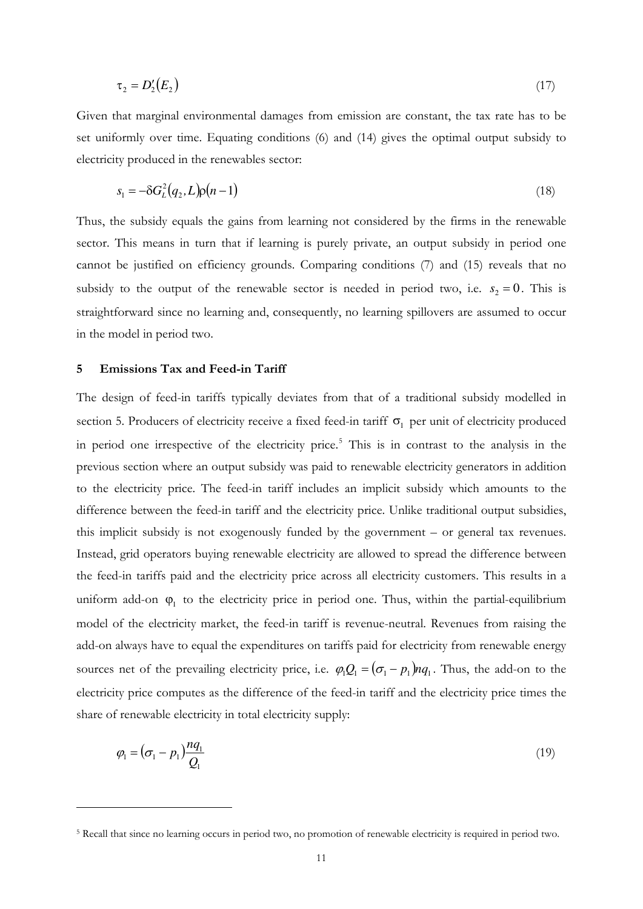$$\tau_2 = D_2'(E_2) \tag{17}$$

Given that marginal environmental damages from emission are constant, the tax rate has to be set uniformly over time. Equating conditions (6) and (14) gives the optimal output subsidy to electricity produced in the renewables sector:

$$s_1 = -\delta G_L^2(q_2, L)\rho(n-1) \tag{18}$$

Thus, the subsidy equals the gains from learning not considered by the firms in the renewable sector. This means in turn that if learning is purely private, an output subsidy in period one cannot be justified on efficiency grounds. Comparing conditions (7) and (15) reveals that no subsidy to the output of the renewable sector is needed in period two, i.e. $s_2 = 0$. This is straightforward since no learning and, consequently, no learning spillovers are assumed to occur in the model in period two.

## 5 Emissions Tax and Feed-in Tariff

The design of feed-in tariffs typically deviates from that of a traditional subsidy modelled in section 5. Producers of electricity receive a fixed feed-in tariff $\sigma_1$ per unit of electricity produced in period one irrespective of the electricity price.[5] This is in contrast to the analysis in the previous section where an output subsidy was paid to renewable electricity generators in addition to the electricity price. The feed-in tariff includes an implicit subsidy which amounts to the difference between the feed-in tariff and the electricity price. Unlike traditional output subsidies, this implicit subsidy is not exogenously funded by the government – or general tax revenues. Instead, grid operators buying renewable electricity are allowed to spread the difference between the feed-in tariffs paid and the electricity price across all electricity customers. This results in a uniform add-on $\varphi_1$ to the electricity price in period one. Thus, within the partial-equilibrium model of the electricity market, the feed-in tariff is revenue-neutral. Revenues from raising the add-on always have to equal the expenditures on tariffs paid for electricity from renewable energy sources net of the prevailing electricity price, i.e. $\varphi_1 Q_1 = (\sigma_1 - p_1)nq_1$. Thus, the add-on to the electricity price computes as the difference of the feed-in tariff and the electricity price times the share of renewable electricity in total electricity supply:

$$\varphi_1 = (\sigma_1 - p_1)\frac{nq_1}{Q_1} \tag{19}$$

[5] Recall that since no learning occurs in period two, no promotion of renewable electricity is required in period two.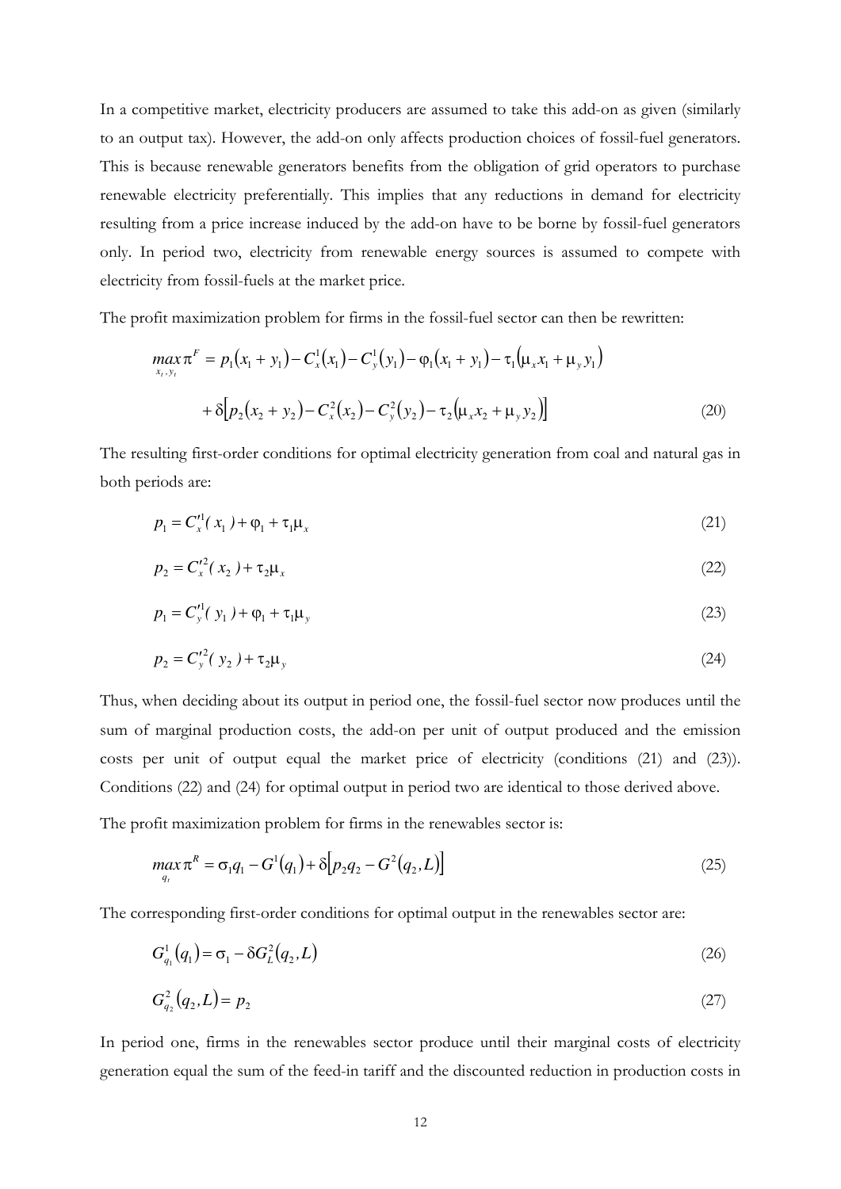In a competitive market, electricity producers are assumed to take this add-on as given (similarly to an output tax). However, the add-on only affects production choices of fossil-fuel generators. This is because renewable generators benefits from the obligation of grid operators to purchase renewable electricity preferentially. This implies that any reductions in demand for electricity resulting from a price increase induced by the add-on have to be borne by fossil-fuel generators only. In period two, electricity from renewable energy sources is assumed to compete with electricity from fossil-fuels at the market price.

The profit maximization problem for firms in the fossil-fuel sector can then be rewritten:

$$\max_{x_t, y_t} \pi^F = p_1(x_1 + y_1) - C_x^1(x_1) - C_y^1(y_1) - \varphi_1(x_1 + y_1) - \tau_1(\mu_x x_1 + \mu_y y_1)$$
$$+ \delta\left[p_2(x_2 + y_2) - C_x^2(x_2) - C_y^2(y_2) - \tau_2(\mu_x x_2 + \mu_y y_2)\right] \tag{20}$$

The resulting first-order conditions for optimal electricity generation from coal and natural gas in both periods are:

$$p_1 = C_x'^1(x_1) + \varphi_1 + \tau_1\mu_x \tag{21}$$

$$p_2 = C_x'^2(x_2) + \tau_2\mu_x \tag{22}$$

$$p_1 = C_y'^1(y_1) + \varphi_1 + \tau_1\mu_y \tag{23}$$

$$p_2 = C_y'^2(y_2) + \tau_2\mu_y \tag{24}$$

Thus, when deciding about its output in period one, the fossil-fuel sector now produces until the sum of marginal production costs, the add-on per unit of output produced and the emission costs per unit of output equal the market price of electricity (conditions (21) and (23)). Conditions (22) and (24) for optimal output in period two are identical to those derived above.

The profit maximization problem for firms in the renewables sector is:

$$\max_{q_t} \pi^R = \sigma_1 q_1 - G^1(q_1) + \delta\left[p_2 q_2 - G^2(q_2, L)\right] \tag{25}$$

The corresponding first-order conditions for optimal output in the renewables sector are:

$$G_{q_1}^1(q_1) = \sigma_1 - \delta G_L^2(q_2, L) \tag{26}$$

$$G_{q_2}^2(q_2, L) = p_2 \tag{27}$$

In period one, firms in the renewables sector produce until their marginal costs of electricity generation equal the sum of the feed-in tariff and the discounted reduction in production costs in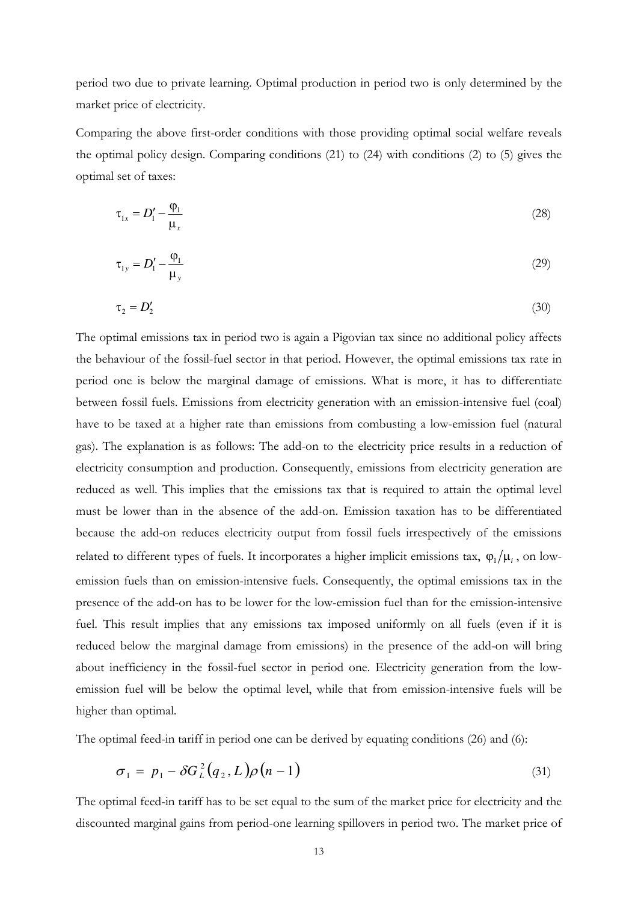period two due to private learning. Optimal production in period two is only determined by the market price of electricity.

Comparing the above first-order conditions with those providing optimal social welfare reveals the optimal policy design. Comparing conditions (21) to (24) with conditions (2) to (5) gives the optimal set of taxes:

$$\tau_{1x} = D_1' - \frac{\varphi_1}{\mu_x} \tag{28}$$

$$\tau_{1y} = D_1' - \frac{\varphi_1}{\mu_y} \tag{29}$$

$$\tau_2 = D_2' \tag{30}$$

The optimal emissions tax in period two is again a Pigovian tax since no additional policy affects the behaviour of the fossil-fuel sector in that period. However, the optimal emissions tax rate in period one is below the marginal damage of emissions. What is more, it has to differentiate between fossil fuels. Emissions from electricity generation with an emission-intensive fuel (coal) have to be taxed at a higher rate than emissions from combusting a low-emission fuel (natural gas). The explanation is as follows: The add-on to the electricity price results in a reduction of electricity consumption and production. Consequently, emissions from electricity generation are reduced as well. This implies that the emissions tax that is required to attain the optimal level must be lower than in the absence of the add-on. Emission taxation has to be differentiated because the add-on reduces electricity output from fossil fuels irrespectively of the emissions related to different types of fuels. It incorporates a higher implicit emissions tax, $\varphi_1/\mu_i$, on low-emission fuels than on emission-intensive fuels. Consequently, the optimal emissions tax in the presence of the add-on has to be lower for the low-emission fuel than for the emission-intensive fuel. This result implies that any emissions tax imposed uniformly on all fuels (even if it is reduced below the marginal damage from emissions) in the presence of the add-on will bring about inefficiency in the fossil-fuel sector in period one. Electricity generation from the low-emission fuel will be below the optimal level, while that from emission-intensive fuels will be higher than optimal.

The optimal feed-in tariff in period one can be derived by equating conditions (26) and (6):

$$\sigma_1 = p_1 - \delta G_L^2(q_2, L)\rho(n-1) \tag{31}$$

The optimal feed-in tariff has to be set equal to the sum of the market price for electricity and the discounted marginal gains from period-one learning spillovers in period two. The market price of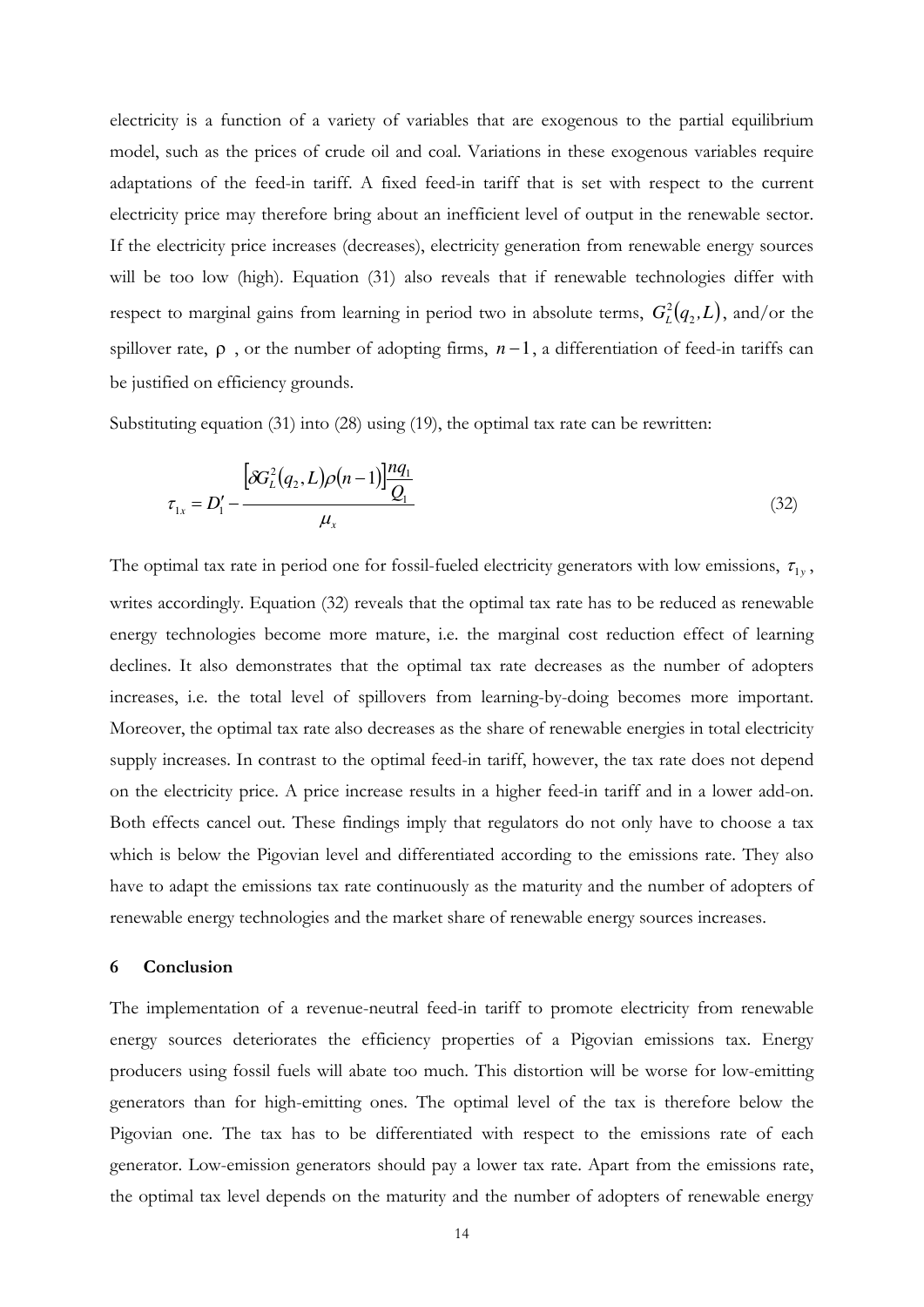electricity is a function of a variety of variables that are exogenous to the partial equilibrium model, such as the prices of crude oil and coal. Variations in these exogenous variables require adaptations of the feed-in tariff. A fixed feed-in tariff that is set with respect to the current electricity price may therefore bring about an inefficient level of output in the renewable sector. If the electricity price increases (decreases), electricity generation from renewable energy sources will be too low (high). Equation (31) also reveals that if renewable technologies differ with respect to marginal gains from learning in period two in absolute terms, $G_L^2(q_2, L)$, and/or the spillover rate, $\rho$, or the number of adopting firms, $n-1$, a differentiation of feed-in tariffs can be justified on efficiency grounds.

Substituting equation (31) into (28) using (19), the optimal tax rate can be rewritten:

$$\tau_{1x} = D_1' - \frac{\left[\delta G_L^2(q_2, L)\rho(n-1)\right]\frac{nq_1}{Q_1}}{\mu_x} \tag{32}$$

The optimal tax rate in period one for fossil-fueled electricity generators with low emissions, $\tau_{1y}$, writes accordingly. Equation (32) reveals that the optimal tax rate has to be reduced as renewable energy technologies become more mature, i.e. the marginal cost reduction effect of learning declines. It also demonstrates that the optimal tax rate decreases as the number of adopters increases, i.e. the total level of spillovers from learning-by-doing becomes more important. Moreover, the optimal tax rate also decreases as the share of renewable energies in total electricity supply increases. In contrast to the optimal feed-in tariff, however, the tax rate does not depend on the electricity price. A price increase results in a higher feed-in tariff and in a lower add-on. Both effects cancel out. These findings imply that regulators do not only have to choose a tax which is below the Pigovian level and differentiated according to the emissions rate. They also have to adapt the emissions tax rate continuously as the maturity and the number of adopters of renewable energy technologies and the market share of renewable energy sources increases.

## 6 Conclusion

The implementation of a revenue-neutral feed-in tariff to promote electricity from renewable energy sources deteriorates the efficiency properties of a Pigovian emissions tax. Energy producers using fossil fuels will abate too much. This distortion will be worse for low-emitting generators than for high-emitting ones. The optimal level of the tax is therefore below the Pigovian one. The tax has to be differentiated with respect to the emissions rate of each generator. Low-emission generators should pay a lower tax rate. Apart from the emissions rate, the optimal tax level depends on the maturity and the number of adopters of renewable energy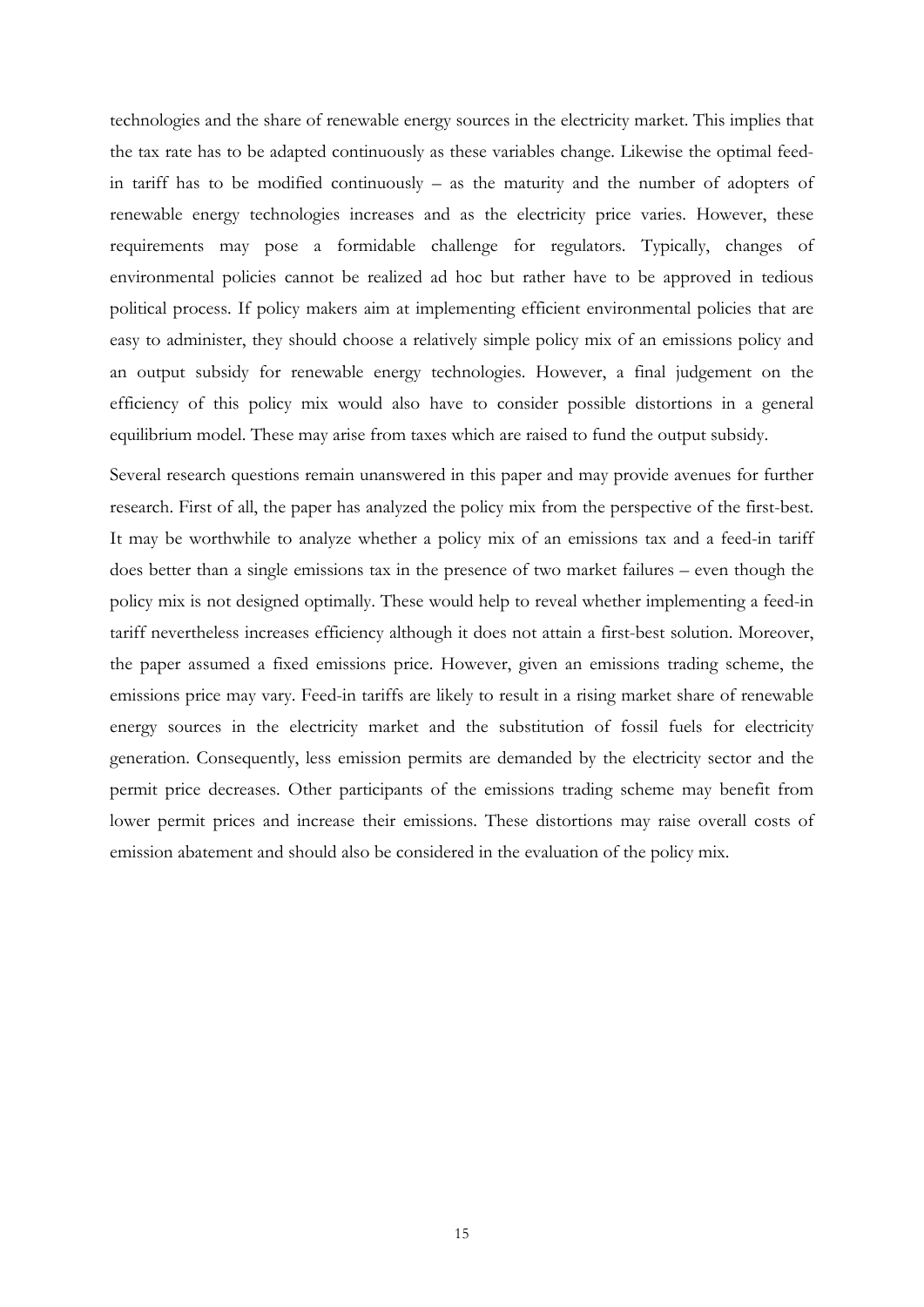technologies and the share of renewable energy sources in the electricity market. This implies that the tax rate has to be adapted continuously as these variables change. Likewise the optimal feed-in tariff has to be modified continuously – as the maturity and the number of adopters of renewable energy technologies increases and as the electricity price varies. However, these requirements may pose a formidable challenge for regulators. Typically, changes of environmental policies cannot be realized ad hoc but rather have to be approved in tedious political process. If policy makers aim at implementing efficient environmental policies that are easy to administer, they should choose a relatively simple policy mix of an emissions policy and an output subsidy for renewable energy technologies. However, a final judgement on the efficiency of this policy mix would also have to consider possible distortions in a general equilibrium model. These may arise from taxes which are raised to fund the output subsidy.

Several research questions remain unanswered in this paper and may provide avenues for further research. First of all, the paper has analyzed the policy mix from the perspective of the first-best. It may be worthwhile to analyze whether a policy mix of an emissions tax and a feed-in tariff does better than a single emissions tax in the presence of two market failures – even though the policy mix is not designed optimally. These would help to reveal whether implementing a feed-in tariff nevertheless increases efficiency although it does not attain a first-best solution. Moreover, the paper assumed a fixed emissions price. However, given an emissions trading scheme, the emissions price may vary. Feed-in tariffs are likely to result in a rising market share of renewable energy sources in the electricity market and the substitution of fossil fuels for electricity generation. Consequently, less emission permits are demanded by the electricity sector and the permit price decreases. Other participants of the emissions trading scheme may benefit from lower permit prices and increase their emissions. These distortions may raise overall costs of emission abatement and should also be considered in the evaluation of the policy mix.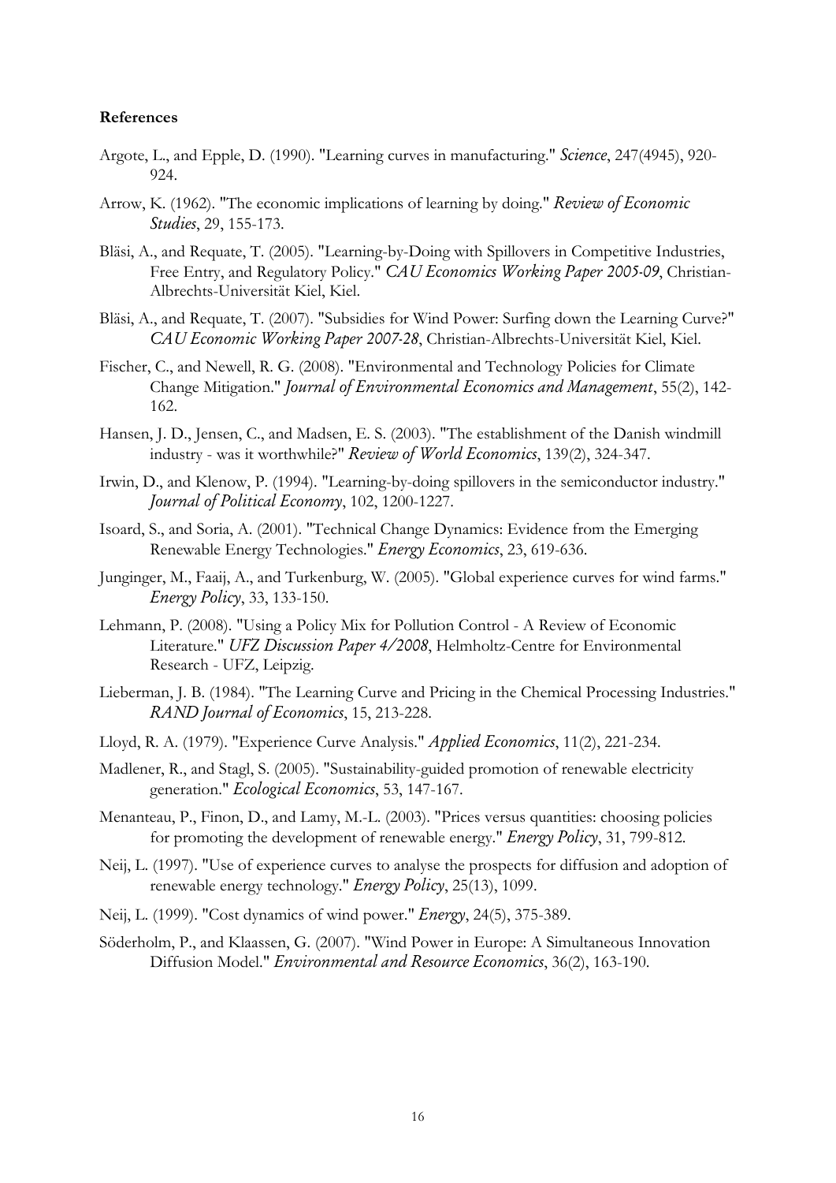**References**

Argote, L., and Epple, D. (1990). "Learning curves in manufacturing." *Science*, 247(4945), 920-924.

Arrow, K. (1962). "The economic implications of learning by doing." *Review of Economic Studies*, 29, 155-173.

Bläsi, A., and Requate, T. (2005). "Learning-by-Doing with Spillovers in Competitive Industries, Free Entry, and Regulatory Policy." *CAU Economics Working Paper 2005-09*, Christian-Albrechts-Universität Kiel, Kiel.

Bläsi, A., and Requate, T. (2007). "Subsidies for Wind Power: Surfing down the Learning Curve?" *CAU Economic Working Paper 2007-28*, Christian-Albrechts-Universität Kiel, Kiel.

Fischer, C., and Newell, R. G. (2008). "Environmental and Technology Policies for Climate Change Mitigation." *Journal of Environmental Economics and Management*, 55(2), 142-162.

Hansen, J. D., Jensen, C., and Madsen, E. S. (2003). "The establishment of the Danish windmill industry - was it worthwhile?" *Review of World Economics*, 139(2), 324-347.

Irwin, D., and Klenow, P. (1994). "Learning-by-doing spillovers in the semiconductor industry." *Journal of Political Economy*, 102, 1200-1227.

Isoard, S., and Soria, A. (2001). "Technical Change Dynamics: Evidence from the Emerging Renewable Energy Technologies." *Energy Economics*, 23, 619-636.

Junginger, M., Faaij, A., and Turkenburg, W. (2005). "Global experience curves for wind farms." *Energy Policy*, 33, 133-150.

Lehmann, P. (2008). "Using a Policy Mix for Pollution Control - A Review of Economic Literature." *UFZ Discussion Paper 4/2008*, Helmholtz-Centre for Environmental Research - UFZ, Leipzig.

Lieberman, J. B. (1984). "The Learning Curve and Pricing in the Chemical Processing Industries." *RAND Journal of Economics*, 15, 213-228.

Lloyd, R. A. (1979). "Experience Curve Analysis." *Applied Economics*, 11(2), 221-234.

Madlener, R., and Stagl, S. (2005). "Sustainability-guided promotion of renewable electricity generation." *Ecological Economics*, 53, 147-167.

Menanteau, P., Finon, D., and Lamy, M.-L. (2003). "Prices versus quantities: choosing policies for promoting the development of renewable energy." *Energy Policy*, 31, 799-812.

Neij, L. (1997). "Use of experience curves to analyse the prospects for diffusion and adoption of renewable energy technology." *Energy Policy*, 25(13), 1099.

Neij, L. (1999). "Cost dynamics of wind power." *Energy*, 24(5), 375-389.

Söderholm, P., and Klaassen, G. (2007). "Wind Power in Europe: A Simultaneous Innovation Diffusion Model." *Environmental and Resource Economics*, 36(2), 163-190.